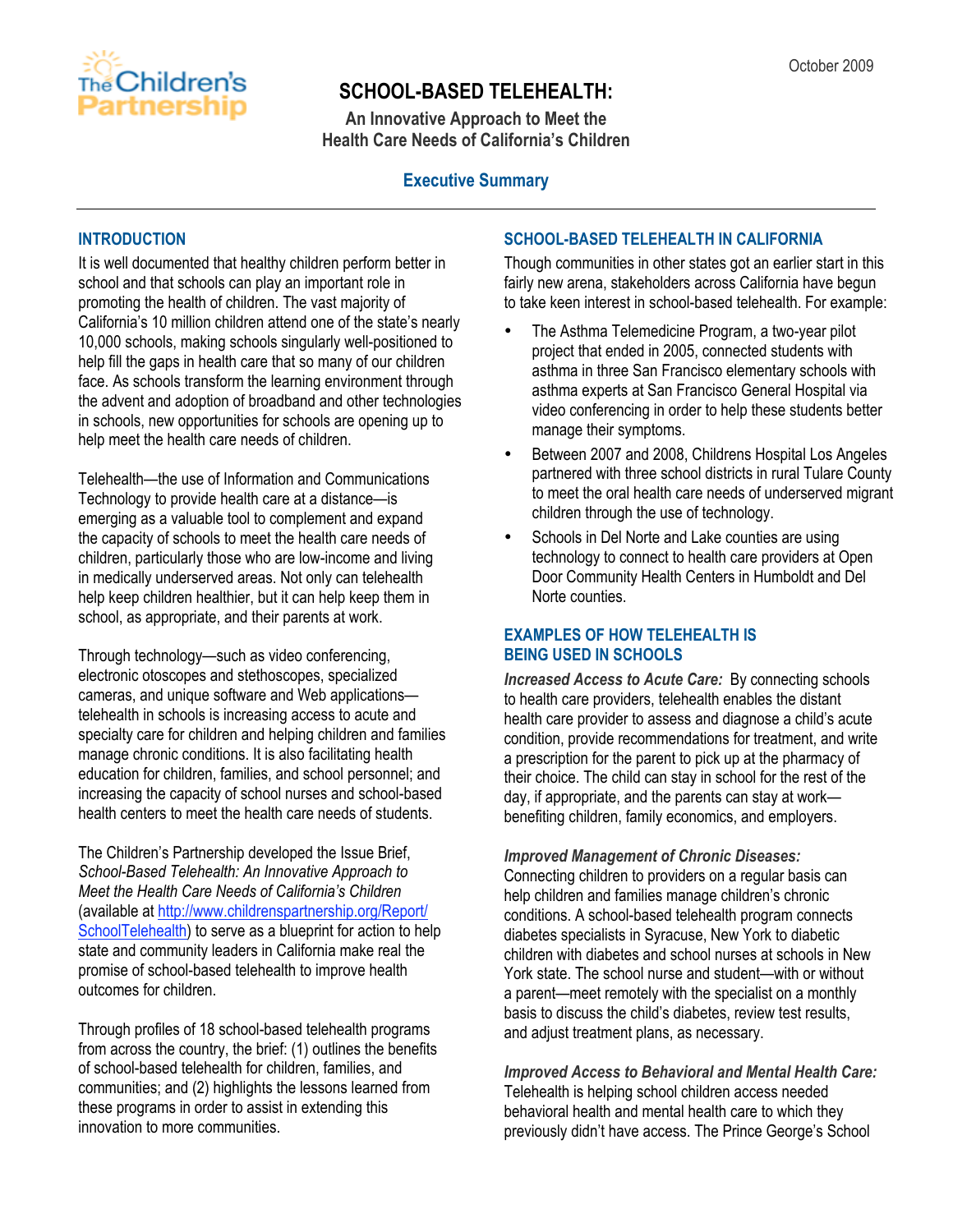October 2009

The Children's Partnership

# SCHOOL-BASED TELEHEALTH:

**An Innovative Approach to Meet the Health Care Needs of California's Children**

## Executive Summary

### INTRODUCTION

It is well documented that healthy children perform better in school and that schools can play an important role in promoting the health of children. The vast majority of California's 10 million children attend one of the state's nearly 10,000 schools, making schools singularly well-positioned to help fill the gaps in health care that so many of our children face. As schools transform the learning environment through the advent and adoption of broadband and other technologies in schools, new opportunities for schools are opening up to help meet the health care needs of children.

Telehealth—the use of Information and Communications Technology to provide health care at a distance—is emerging as a valuable tool to complement and expand the capacity of schools to meet the health care needs of children, particularly those who are low-income and living in medically underserved areas. Not only can telehealth help keep children healthier, but it can help keep them in school, as appropriate, and their parents at work.

Through technology—such as video conferencing, electronic otoscopes and stethoscopes, specialized cameras, and unique software and Web applications—telehealth in schools is increasing access to acute and specialty care for children and helping children and families manage chronic conditions. It is also facilitating health education for children, families, and school personnel; and increasing the capacity of school nurses and school-based health centers to meet the health care needs of students.

The Children's Partnership developed the Issue Brief, *School-Based Telehealth: An Innovative Approach to Meet the Health Care Needs of California's Children* (available at http://www.childrenspartnership.org/Report/SchoolTelehealth) to serve as a blueprint for action to help state and community leaders in California make real the promise of school-based telehealth to improve health outcomes for children.

Through profiles of 18 school-based telehealth programs from across the country, the brief: (1) outlines the benefits of school-based telehealth for children, families, and communities; and (2) highlights the lessons learned from these programs in order to assist in extending this innovation to more communities.

### SCHOOL-BASED TELEHEALTH IN CALIFORNIA

Though communities in other states got an earlier start in this fairly new arena, stakeholders across California have begun to take keen interest in school-based telehealth. For example:

- The Asthma Telemedicine Program, a two-year pilot project that ended in 2005, connected students with asthma in three San Francisco elementary schools with asthma experts at San Francisco General Hospital via video conferencing in order to help these students better manage their symptoms.
- Between 2007 and 2008, Childrens Hospital Los Angeles partnered with three school districts in rural Tulare County to meet the oral health care needs of underserved migrant children through the use of technology.
- Schools in Del Norte and Lake counties are using technology to connect to health care providers at Open Door Community Health Centers in Humboldt and Del Norte counties.

### EXAMPLES OF HOW TELEHEALTH IS BEING USED IN SCHOOLS

***Increased Access to Acute Care:*** By connecting schools to health care providers, telehealth enables the distant health care provider to assess and diagnose a child's acute condition, provide recommendations for treatment, and write a prescription for the parent to pick up at the pharmacy of their choice. The child can stay in school for the rest of the day, if appropriate, and the parents can stay at work—benefiting children, family economics, and employers.

***Improved Management of Chronic Diseases:*** Connecting children to providers on a regular basis can help children and families manage children's chronic conditions. A school-based telehealth program connects diabetes specialists in Syracuse, New York to diabetic children with diabetes and school nurses at schools in New York state. The school nurse and student—with or without a parent—meet remotely with the specialist on a monthly basis to discuss the child's diabetes, review test results, and adjust treatment plans, as necessary.

***Improved Access to Behavioral and Mental Health Care:*** Telehealth is helping school children access needed behavioral health and mental health care to which they previously didn't have access. The Prince George's School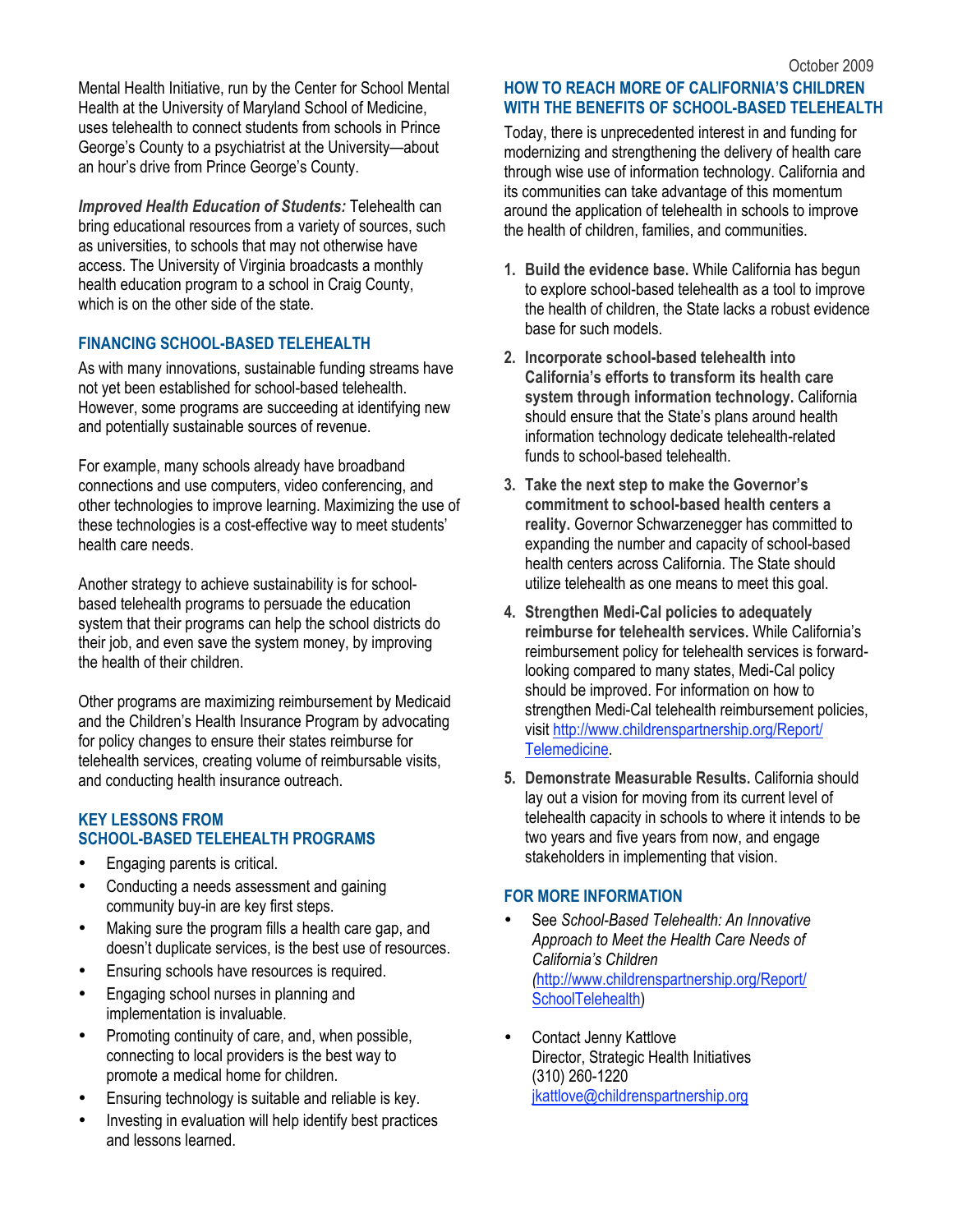Mental Health Initiative, run by the Center for School Mental Health at the University of Maryland School of Medicine, uses telehealth to connect students from schools in Prince George's County to a psychiatrist at the University—about an hour's drive from Prince George's County.

***Improved Health Education of Students:*** Telehealth can bring educational resources from a variety of sources, such as universities, to schools that may not otherwise have access. The University of Virginia broadcasts a monthly health education program to a school in Craig County, which is on the other side of the state.

## FINANCING SCHOOL-BASED TELEHEALTH

As with many innovations, sustainable funding streams have not yet been established for school-based telehealth. However, some programs are succeeding at identifying new and potentially sustainable sources of revenue.

For example, many schools already have broadband connections and use computers, video conferencing, and other technologies to improve learning. Maximizing the use of these technologies is a cost-effective way to meet students' health care needs.

Another strategy to achieve sustainability is for school-based telehealth programs to persuade the education system that their programs can help the school districts do their job, and even save the system money, by improving the health of their children.

Other programs are maximizing reimbursement by Medicaid and the Children's Health Insurance Program by advocating for policy changes to ensure their states reimburse for telehealth services, creating volume of reimbursable visits, and conducting health insurance outreach.

## KEY LESSONS FROM SCHOOL-BASED TELEHEALTH PROGRAMS

- Engaging parents is critical.
- Conducting a needs assessment and gaining community buy-in are key first steps.
- Making sure the program fills a health care gap, and doesn't duplicate services, is the best use of resources.
- Ensuring schools have resources is required.
- Engaging school nurses in planning and implementation is invaluable.
- Promoting continuity of care, and, when possible, connecting to local providers is the best way to promote a medical home for children.
- Ensuring technology is suitable and reliable is key.
- Investing in evaluation will help identify best practices and lessons learned.

October 2009

## HOW TO REACH MORE OF CALIFORNIA'S CHILDREN WITH THE BENEFITS OF SCHOOL-BASED TELEHEALTH

Today, there is unprecedented interest in and funding for modernizing and strengthening the delivery of health care through wise use of information technology. California and its communities can take advantage of this momentum around the application of telehealth in schools to improve the health of children, families, and communities.

1. **Build the evidence base.** While California has begun to explore school-based telehealth as a tool to improve the health of children, the State lacks a robust evidence base for such models.
2. **Incorporate school-based telehealth into California's efforts to transform its health care system through information technology.** California should ensure that the State's plans around health information technology dedicate telehealth-related funds to school-based telehealth.
3. **Take the next step to make the Governor's commitment to school-based health centers a reality.** Governor Schwarzenegger has committed to expanding the number and capacity of school-based health centers across California. The State should utilize telehealth as one means to meet this goal.
4. **Strengthen Medi-Cal policies to adequately reimburse for telehealth services.** While California's reimbursement policy for telehealth services is forward-looking compared to many states, Medi-Cal policy should be improved. For information on how to strengthen Medi-Cal telehealth reimbursement policies, visit http://www.childrenspartnership.org/Report/Telemedicine.
5. **Demonstrate Measurable Results.** California should lay out a vision for moving from its current level of telehealth capacity in schools to where it intends to be two years and five years from now, and engage stakeholders in implementing that vision.

## FOR MORE INFORMATION

- See *School-Based Telehealth: An Innovative Approach to Meet the Health Care Needs of California's Children* (http://www.childrenspartnership.org/Report/SchoolTelehealth)

- Contact Jenny Kattlove
  Director, Strategic Health Initiatives
  (310) 260-1220
  jkattlove@childrenspartnership.org